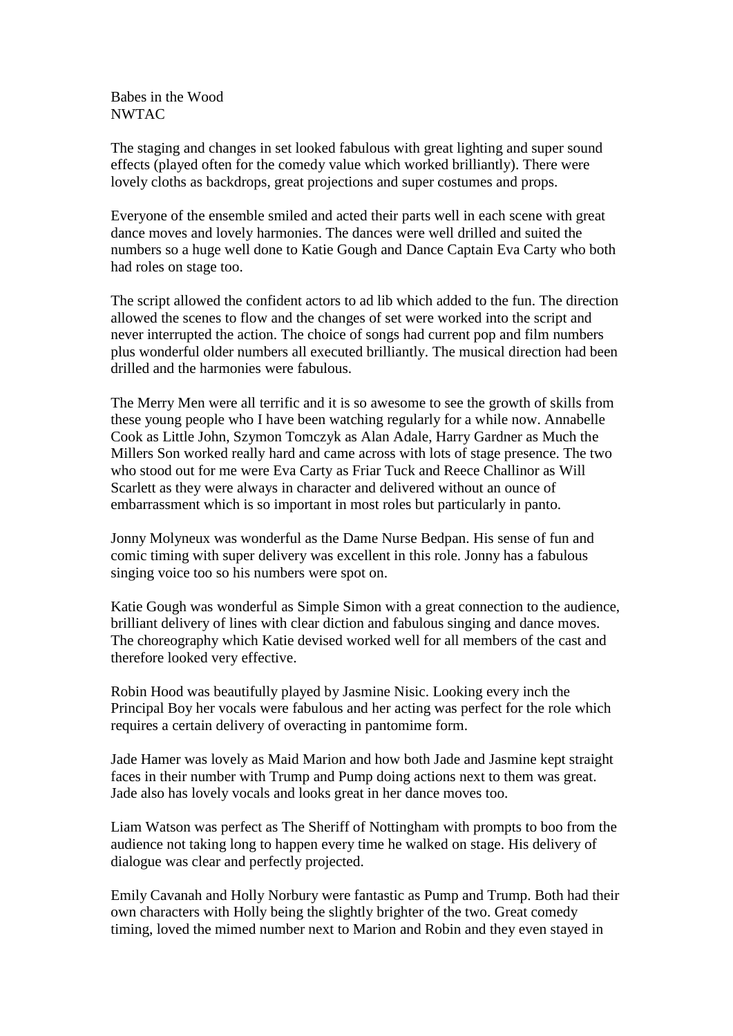Babes in the Wood
NWTAC

The staging and changes in set looked fabulous with great lighting and super sound effects (played often for the comedy value which worked brilliantly). There were lovely cloths as backdrops, great projections and super costumes and props.

Everyone of the ensemble smiled and acted their parts well in each scene with great dance moves and lovely harmonies. The dances were well drilled and suited the numbers so a huge well done to Katie Gough and Dance Captain Eva Carty who both had roles on stage too.

The script allowed the confident actors to ad lib which added to the fun. The direction allowed the scenes to flow and the changes of set were worked into the script and never interrupted the action. The choice of songs had current pop and film numbers plus wonderful older numbers all executed brilliantly. The musical direction had been drilled and the harmonies were fabulous.

The Merry Men were all terrific and it is so awesome to see the growth of skills from these young people who I have been watching regularly for a while now. Annabelle Cook as Little John, Szymon Tomczyk as Alan Adale, Harry Gardner as Much the Millers Son worked really hard and came across with lots of stage presence. The two who stood out for me were Eva Carty as Friar Tuck and Reece Challinor as Will Scarlett as they were always in character and delivered without an ounce of embarrassment which is so important in most roles but particularly in panto.

Jonny Molyneux was wonderful as the Dame Nurse Bedpan. His sense of fun and comic timing with super delivery was excellent in this role. Jonny has a fabulous singing voice too so his numbers were spot on.

Katie Gough was wonderful as Simple Simon with a great connection to the audience, brilliant delivery of lines with clear diction and fabulous singing and dance moves. The choreography which Katie devised worked well for all members of the cast and therefore looked very effective.

Robin Hood was beautifully played by Jasmine Nisic. Looking every inch the Principal Boy her vocals were fabulous and her acting was perfect for the role which requires a certain delivery of overacting in pantomime form.

Jade Hamer was lovely as Maid Marion and how both Jade and Jasmine kept straight faces in their number with Trump and Pump doing actions next to them was great. Jade also has lovely vocals and looks great in her dance moves too.

Liam Watson was perfect as The Sheriff of Nottingham with prompts to boo from the audience not taking long to happen every time he walked on stage. His delivery of dialogue was clear and perfectly projected.

Emily Cavanah and Holly Norbury were fantastic as Pump and Trump. Both had their own characters with Holly being the slightly brighter of the two. Great comedy timing, loved the mimed number next to Marion and Robin and they even stayed in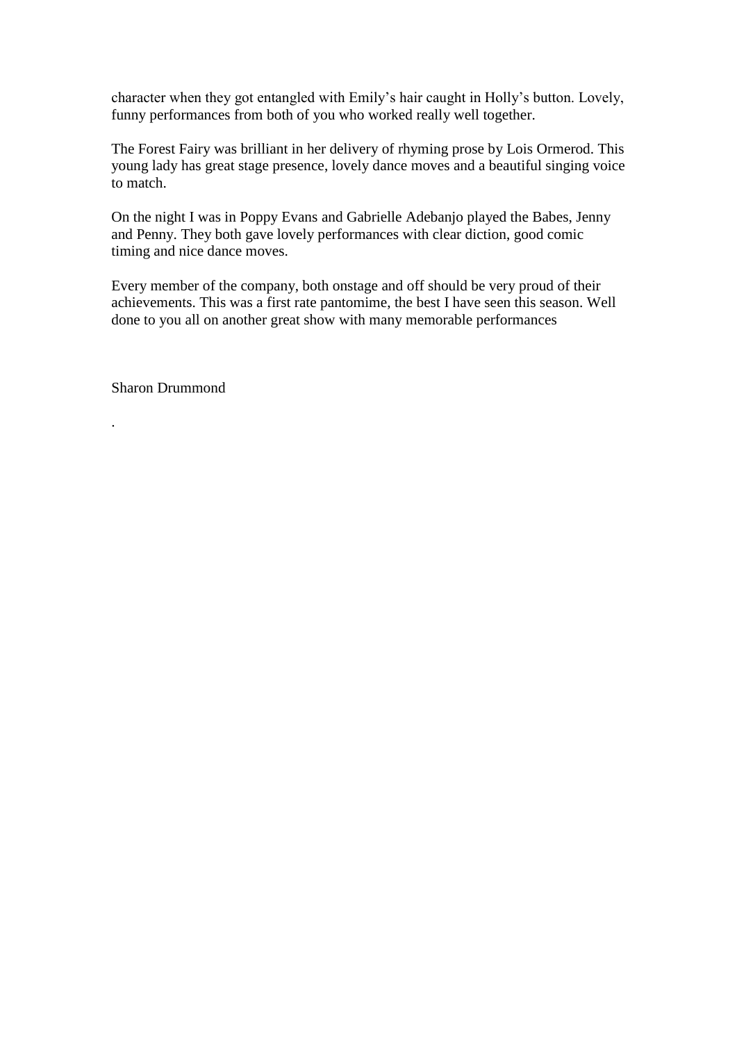character when they got entangled with Emily's hair caught in Holly's button. Lovely, funny performances from both of you who worked really well together.

The Forest Fairy was brilliant in her delivery of rhyming prose by Lois Ormerod. This young lady has great stage presence, lovely dance moves and a beautiful singing voice to match.

On the night I was in Poppy Evans and Gabrielle Adebanjo played the Babes, Jenny and Penny. They both gave lovely performances with clear diction, good comic timing and nice dance moves.

Every member of the company, both onstage and off should be very proud of their achievements. This was a first rate pantomime, the best I have seen this season. Well done to you all on another great show with many memorable performances

Sharon Drummond

.